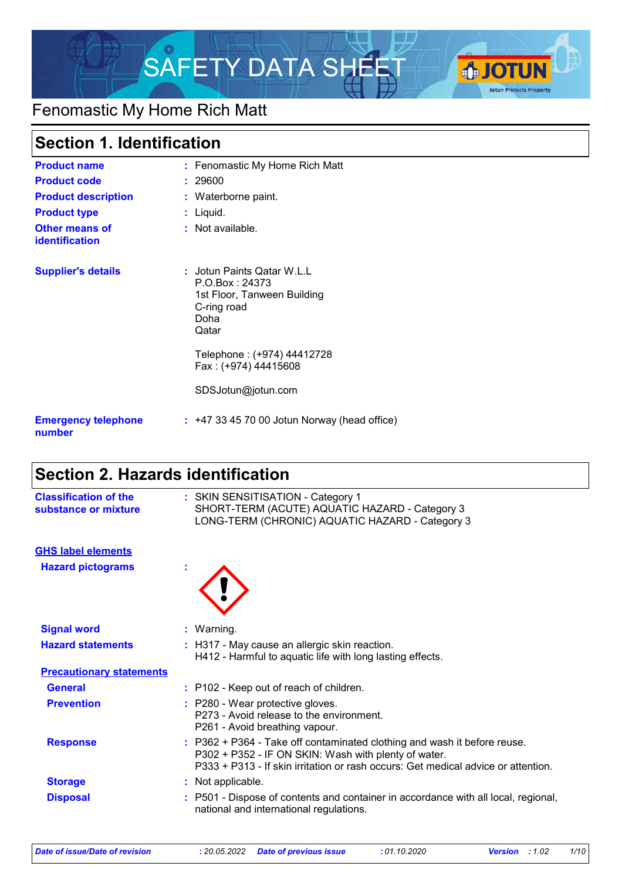# SAFETY DATA SHEET

## Fenomastic My Home Rich Matt

## Section 1. Identification

| | | |
|---|---|---|
| **Product name** | : | Fenomastic My Home Rich Matt |
| **Product code** | : | 29600 |
| **Product description** | : | Waterborne paint. |
| **Product type** | : | Liquid. |
| **Other means of identification** | : | Not available. |
| **Supplier's details** | : | Jotun Paints Qatar W.L.L<br>P.O.Box : 24373<br>1st Floor, Tanween Building<br>C-ring road<br>Doha<br>Qatar<br><br>Telephone : (+974) 44412728<br>Fax : (+974) 44415608<br><br>SDSJotun@jotun.com |
| **Emergency telephone number** | : | +47 33 45 70 00 Jotun Norway (head office) |

## Section 2. Hazards identification

| | | |
|---|---|---|
| **Classification of the substance or mixture** | : | SKIN SENSITISATION - Category 1<br>SHORT-TERM (ACUTE) AQUATIC HAZARD - Category 3<br>LONG-TERM (CHRONIC) AQUATIC HAZARD - Category 3 |

**GHS label elements**

| | | |
|---|---|---|
| **Hazard pictograms** | : | |
| **Signal word** | : | Warning. |
| **Hazard statements** | : | H317 - May cause an allergic skin reaction.<br>H412 - Harmful to aquatic life with long lasting effects. |

**Precautionary statements**

| | | |
|---|---|---|
| **General** | : | P102 - Keep out of reach of children. |
| **Prevention** | : | P280 - Wear protective gloves.<br>P273 - Avoid release to the environment.<br>P261 - Avoid breathing vapour. |
| **Response** | : | P362 + P364 - Take off contaminated clothing and wash it before reuse.<br>P302 + P352 - IF ON SKIN: Wash with plenty of water.<br>P333 + P313 - If skin irritation or rash occurs: Get medical advice or attention. |
| **Storage** | : | Not applicable. |
| **Disposal** | : | P501 - Dispose of contents and container in accordance with all local, regional, national and international regulations. |

*Date of issue/Date of revision* : 20.05.2022 *Date of previous issue* : 01.10.2020 *Version* : 1.02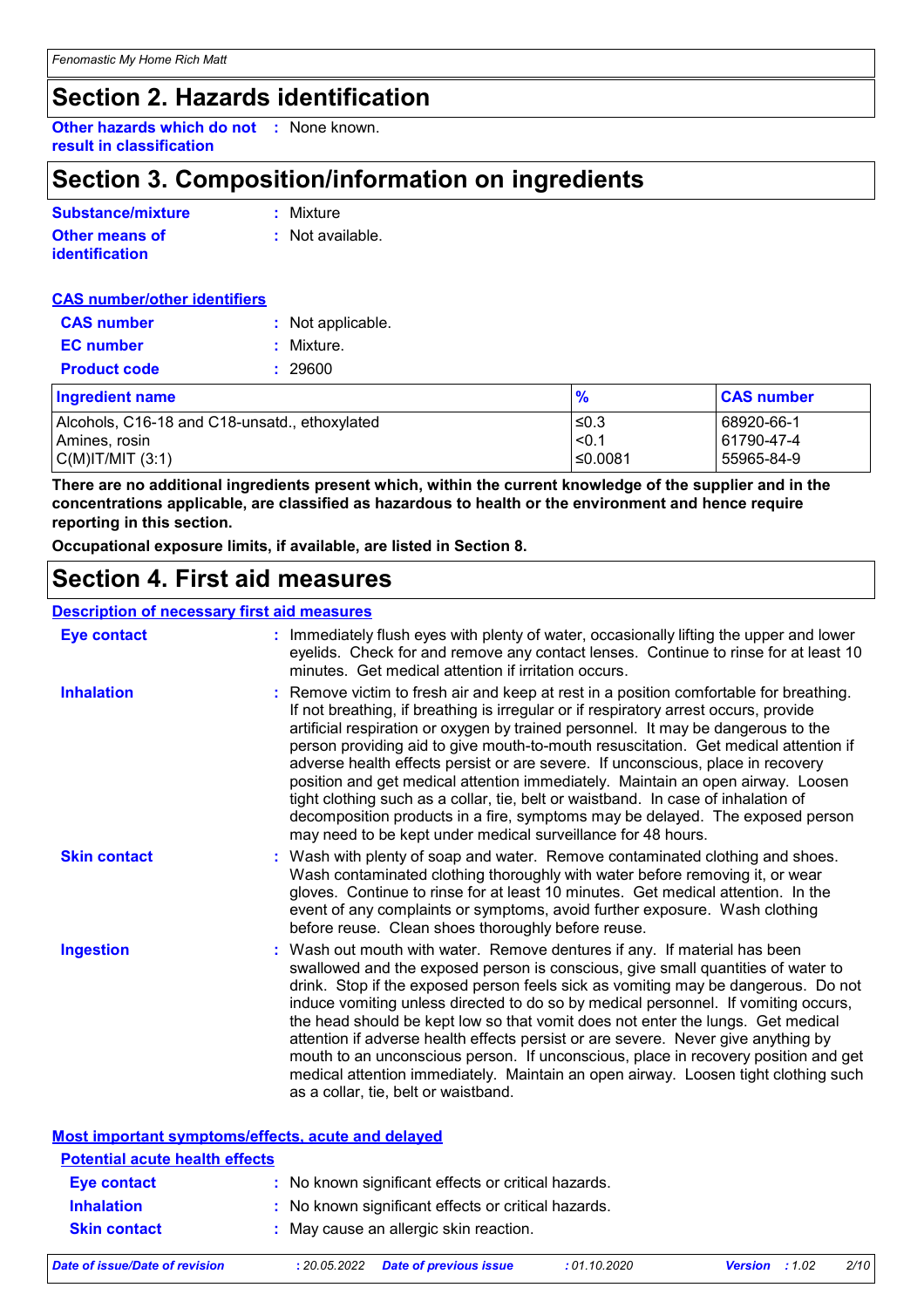# Section 2. Hazards identification

**Other hazards which do not result in classification** : None known.

# Section 3. Composition/information on ingredients

**Substance/mixture** : Mixture

**Other means of identification** : Not available.

**CAS number/other identifiers**

**CAS number** : Not applicable.

**EC number** : Mixture.

**Product code** : 29600

| Ingredient name | % | CAS number |
|---|---|---|
| Alcohols, C16-18 and C18-unsatd., ethoxylated | ≤0.3 | 68920-66-1 |
| Amines, rosin | <0.1 | 61790-47-4 |
| C(M)IT/MIT (3:1) | ≤0.0081 | 55965-84-9 |

**There are no additional ingredients present which, within the current knowledge of the supplier and in the concentrations applicable, are classified as hazardous to health or the environment and hence require reporting in this section.**

**Occupational exposure limits, if available, are listed in Section 8.**

# Section 4. First aid measures

**Description of necessary first aid measures**

**Eye contact** : Immediately flush eyes with plenty of water, occasionally lifting the upper and lower eyelids. Check for and remove any contact lenses. Continue to rinse for at least 10 minutes. Get medical attention if irritation occurs.

**Inhalation** : Remove victim to fresh air and keep at rest in a position comfortable for breathing. If not breathing, if breathing is irregular or if respiratory arrest occurs, provide artificial respiration or oxygen by trained personnel. It may be dangerous to the person providing aid to give mouth-to-mouth resuscitation. Get medical attention if adverse health effects persist or are severe. If unconscious, place in recovery position and get medical attention immediately. Maintain an open airway. Loosen tight clothing such as a collar, tie, belt or waistband. In case of inhalation of decomposition products in a fire, symptoms may be delayed. The exposed person may need to be kept under medical surveillance for 48 hours.

**Skin contact** : Wash with plenty of soap and water. Remove contaminated clothing and shoes. Wash contaminated clothing thoroughly with water before removing it, or wear gloves. Continue to rinse for at least 10 minutes. Get medical attention. In the event of any complaints or symptoms, avoid further exposure. Wash clothing before reuse. Clean shoes thoroughly before reuse.

**Ingestion** : Wash out mouth with water. Remove dentures if any. If material has been swallowed and the exposed person is conscious, give small quantities of water to drink. Stop if the exposed person feels sick as vomiting may be dangerous. Do not induce vomiting unless directed to do so by medical personnel. If vomiting occurs, the head should be kept low so that vomit does not enter the lungs. Get medical attention if adverse health effects persist or are severe. Never give anything by mouth to an unconscious person. If unconscious, place in recovery position and get medical attention immediately. Maintain an open airway. Loosen tight clothing such as a collar, tie, belt or waistband.

**Most important symptoms/effects, acute and delayed**

**Potential acute health effects**

**Eye contact** : No known significant effects or critical hazards.

**Inhalation** : No known significant effects or critical hazards.

**Skin contact** : May cause an allergic skin reaction.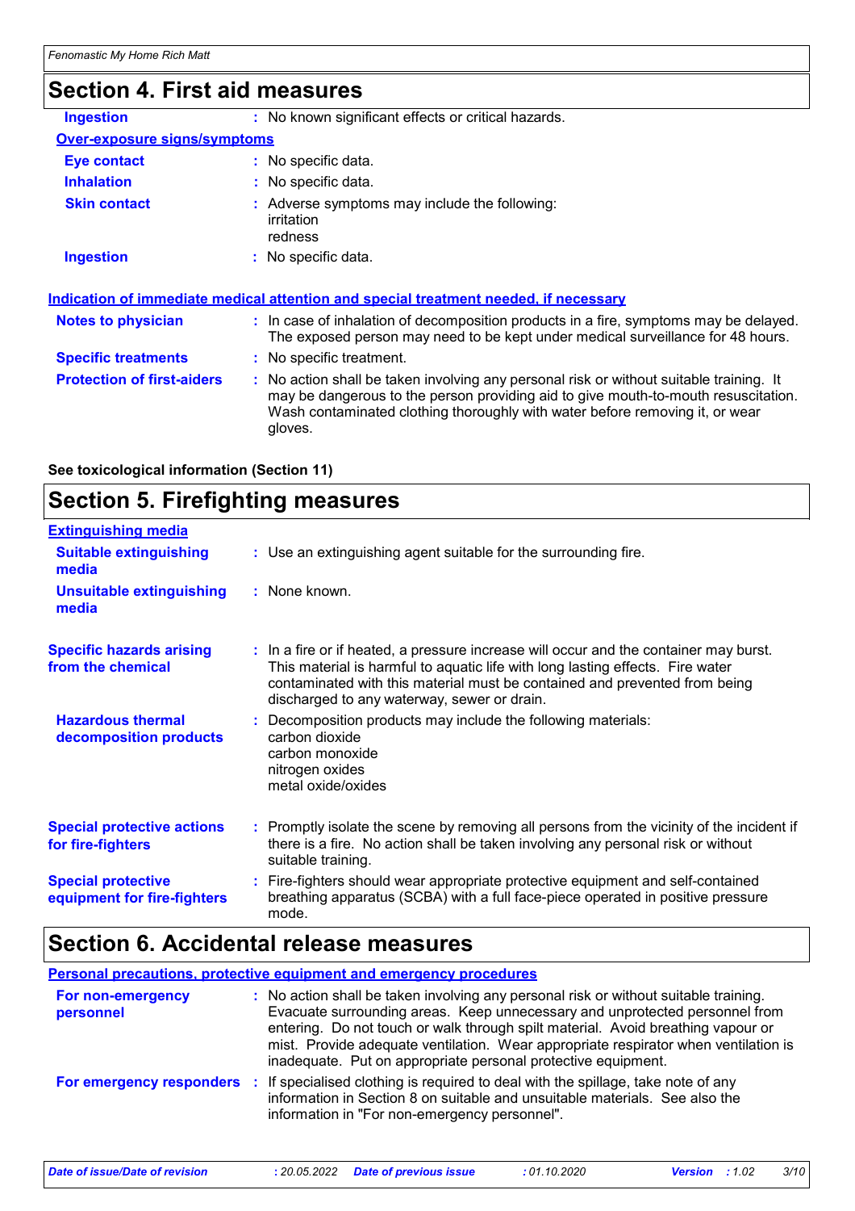## Section 4. First aid measures

**Ingestion** : No known significant effects or critical hazards.

**Over-exposure signs/symptoms**

**Eye contact** : No specific data.

**Inhalation** : No specific data.

**Skin contact** : Adverse symptoms may include the following:
irritation
redness

**Ingestion** : No specific data.

**Indication of immediate medical attention and special treatment needed, if necessary**

**Notes to physician** : In case of inhalation of decomposition products in a fire, symptoms may be delayed. The exposed person may need to be kept under medical surveillance for 48 hours.

**Specific treatments** : No specific treatment.

**Protection of first-aiders** : No action shall be taken involving any personal risk or without suitable training. It may be dangerous to the person providing aid to give mouth-to-mouth resuscitation. Wash contaminated clothing thoroughly with water before removing it, or wear gloves.

**See toxicological information (Section 11)**

## Section 5. Firefighting measures

**Extinguishing media**

**Suitable extinguishing media** : Use an extinguishing agent suitable for the surrounding fire.

**Unsuitable extinguishing media** : None known.

**Specific hazards arising from the chemical** : In a fire or if heated, a pressure increase will occur and the container may burst. This material is harmful to aquatic life with long lasting effects. Fire water contaminated with this material must be contained and prevented from being discharged to any waterway, sewer or drain.

**Hazardous thermal decomposition products** : Decomposition products may include the following materials:
carbon dioxide
carbon monoxide
nitrogen oxides
metal oxide/oxides

**Special protective actions for fire-fighters** : Promptly isolate the scene by removing all persons from the vicinity of the incident if there is a fire. No action shall be taken involving any personal risk or without suitable training.

**Special protective equipment for fire-fighters** : Fire-fighters should wear appropriate protective equipment and self-contained breathing apparatus (SCBA) with a full face-piece operated in positive pressure mode.

## Section 6. Accidental release measures

**Personal precautions, protective equipment and emergency procedures**

**For non-emergency personnel** : No action shall be taken involving any personal risk or without suitable training. Evacuate surrounding areas. Keep unnecessary and unprotected personnel from entering. Do not touch or walk through spilt material. Avoid breathing vapour or mist. Provide adequate ventilation. Wear appropriate respirator when ventilation is inadequate. Put on appropriate personal protective equipment.

**For emergency responders** : If specialised clothing is required to deal with the spillage, take note of any information in Section 8 on suitable and unsuitable materials. See also the information in "For non-emergency personnel".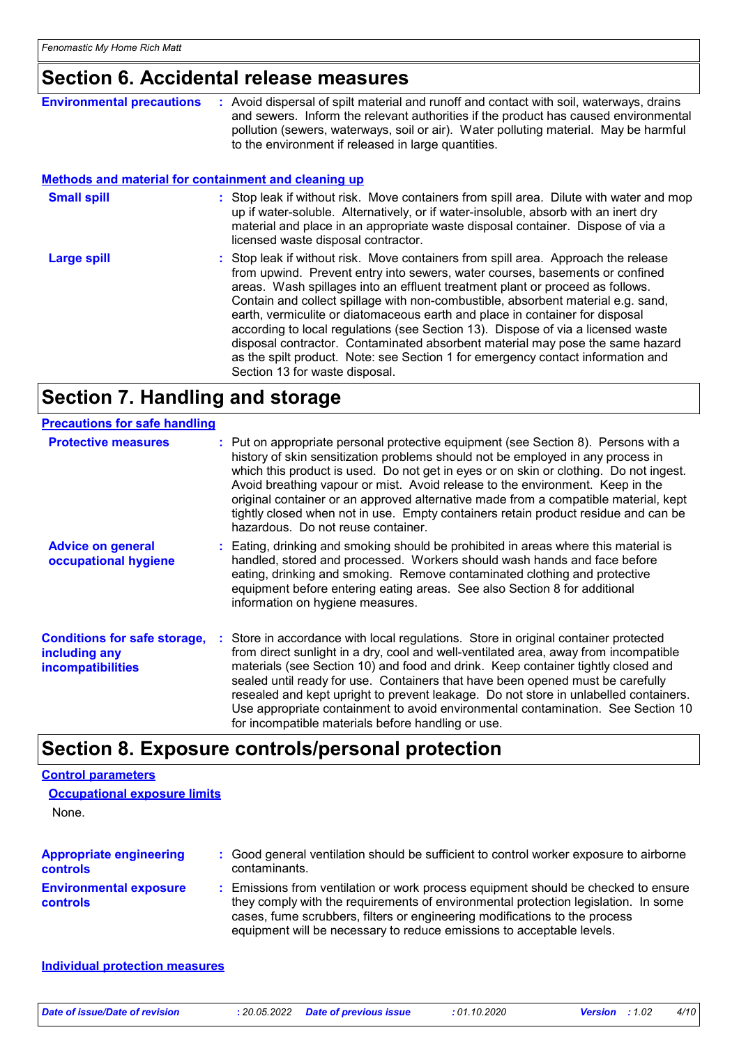## Section 6. Accidental release measures

**Environmental precautions** : Avoid dispersal of spilt material and runoff and contact with soil, waterways, drains and sewers. Inform the relevant authorities if the product has caused environmental pollution (sewers, waterways, soil or air). Water polluting material. May be harmful to the environment if released in large quantities.

### Methods and material for containment and cleaning up

**Small spill** : Stop leak if without risk. Move containers from spill area. Dilute with water and mop up if water-soluble. Alternatively, or if water-insoluble, absorb with an inert dry material and place in an appropriate waste disposal container. Dispose of via a licensed waste disposal contractor.

**Large spill** : Stop leak if without risk. Move containers from spill area. Approach the release from upwind. Prevent entry into sewers, water courses, basements or confined areas. Wash spillages into an effluent treatment plant or proceed as follows. Contain and collect spillage with non-combustible, absorbent material e.g. sand, earth, vermiculite or diatomaceous earth and place in container for disposal according to local regulations (see Section 13). Dispose of via a licensed waste disposal contractor. Contaminated absorbent material may pose the same hazard as the spilt product. Note: see Section 1 for emergency contact information and Section 13 for waste disposal.

## Section 7. Handling and storage

### Precautions for safe handling

**Protective measures** : Put on appropriate personal protective equipment (see Section 8). Persons with a history of skin sensitization problems should not be employed in any process in which this product is used. Do not get in eyes or on skin or clothing. Do not ingest. Avoid breathing vapour or mist. Avoid release to the environment. Keep in the original container or an approved alternative made from a compatible material, kept tightly closed when not in use. Empty containers retain product residue and can be hazardous. Do not reuse container.

**Advice on general occupational hygiene** : Eating, drinking and smoking should be prohibited in areas where this material is handled, stored and processed. Workers should wash hands and face before eating, drinking and smoking. Remove contaminated clothing and protective equipment before entering eating areas. See also Section 8 for additional information on hygiene measures.

**Conditions for safe storage, including any incompatibilities** : Store in accordance with local regulations. Store in original container protected from direct sunlight in a dry, cool and well-ventilated area, away from incompatible materials (see Section 10) and food and drink. Keep container tightly closed and sealed until ready for use. Containers that have been opened must be carefully resealed and kept upright to prevent leakage. Do not store in unlabelled containers. Use appropriate containment to avoid environmental contamination. See Section 10 for incompatible materials before handling or use.

## Section 8. Exposure controls/personal protection

### Control parameters

#### Occupational exposure limits

None.

**Appropriate engineering controls** : Good general ventilation should be sufficient to control worker exposure to airborne contaminants.

**Environmental exposure controls** : Emissions from ventilation or work process equipment should be checked to ensure they comply with the requirements of environmental protection legislation. In some cases, fume scrubbers, filters or engineering modifications to the process equipment will be necessary to reduce emissions to acceptable levels.

### Individual protection measures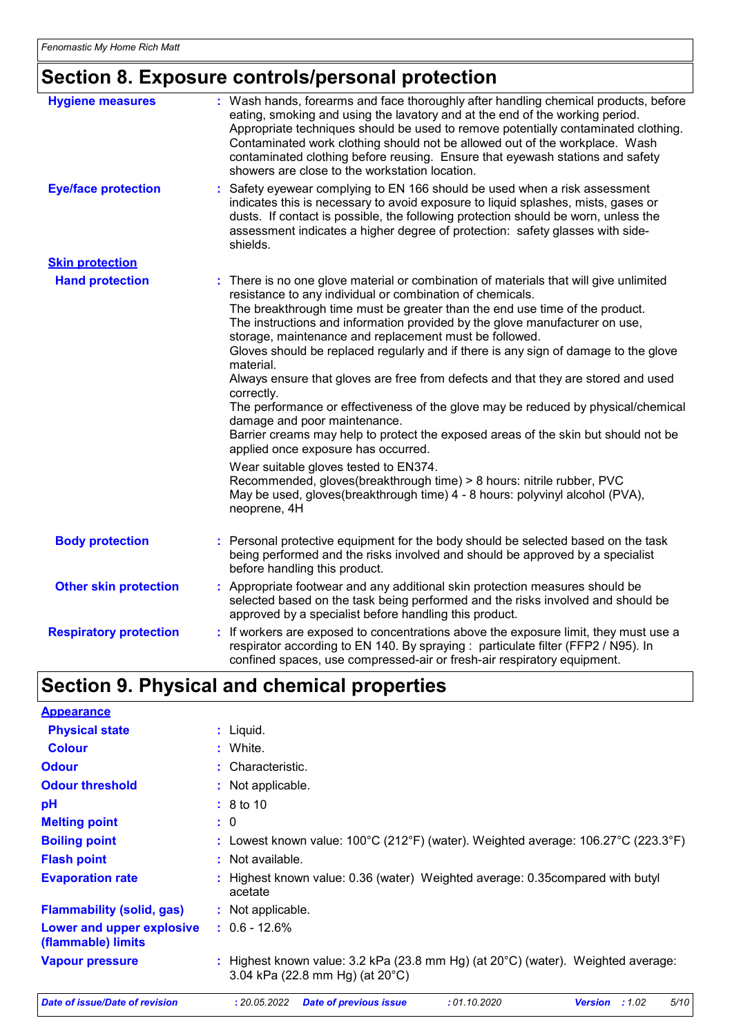## Section 8. Exposure controls/personal protection

| | |
|---|---|
| **Hygiene measures** | : Wash hands, forearms and face thoroughly after handling chemical products, before eating, smoking and using the lavatory and at the end of the working period. Appropriate techniques should be used to remove potentially contaminated clothing. Contaminated work clothing should not be allowed out of the workplace. Wash contaminated clothing before reusing. Ensure that eyewash stations and safety showers are close to the workstation location. |
| **Eye/face protection** | : Safety eyewear complying to EN 166 should be used when a risk assessment indicates this is necessary to avoid exposure to liquid splashes, mists, gases or dusts. If contact is possible, the following protection should be worn, unless the assessment indicates a higher degree of protection: safety glasses with side-shields. |
| **Skin protection** | |
| **Hand protection** | : There is no one glove material or combination of materials that will give unlimited resistance to any individual or combination of chemicals.<br>The breakthrough time must be greater than the end use time of the product.<br>The instructions and information provided by the glove manufacturer on use, storage, maintenance and replacement must be followed.<br>Gloves should be replaced regularly and if there is any sign of damage to the glove material.<br>Always ensure that gloves are free from defects and that they are stored and used correctly.<br>The performance or effectiveness of the glove may be reduced by physical/chemical damage and poor maintenance.<br>Barrier creams may help to protect the exposed areas of the skin but should not be applied once exposure has occurred.<br><br>Wear suitable gloves tested to EN374.<br>Recommended, gloves(breakthrough time) > 8 hours: nitrile rubber, PVC<br>May be used, gloves(breakthrough time) 4 - 8 hours: polyvinyl alcohol (PVA), neoprene, 4H |
| **Body protection** | : Personal protective equipment for the body should be selected based on the task being performed and the risks involved and should be approved by a specialist before handling this product. |
| **Other skin protection** | : Appropriate footwear and any additional skin protection measures should be selected based on the task being performed and the risks involved and should be approved by a specialist before handling this product. |
| **Respiratory protection** | : If workers are exposed to concentrations above the exposure limit, they must use a respirator according to EN 140. By spraying : particulate filter (FFP2 / N95). In confined spaces, use compressed-air or fresh-air respiratory equipment. |

## Section 9. Physical and chemical properties

| | |
|---|---|
| **Appearance** | |
| **Physical state** | : Liquid. |
| **Colour** | : White. |
| **Odour** | : Characteristic. |
| **Odour threshold** | : Not applicable. |
| **pH** | : 8 to 10 |
| **Melting point** | : 0 |
| **Boiling point** | : Lowest known value: 100°C (212°F) (water). Weighted average: 106.27°C (223.3°F) |
| **Flash point** | : Not available. |
| **Evaporation rate** | : Highest known value: 0.36 (water) Weighted average: 0.35compared with butyl acetate |
| **Flammability (solid, gas)** | : Not applicable. |
| **Lower and upper explosive (flammable) limits** | : 0.6 - 12.6% |
| **Vapour pressure** | : Highest known value: 3.2 kPa (23.8 mm Hg) (at 20°C) (water). Weighted average: 3.04 kPa (22.8 mm Hg) (at 20°C) |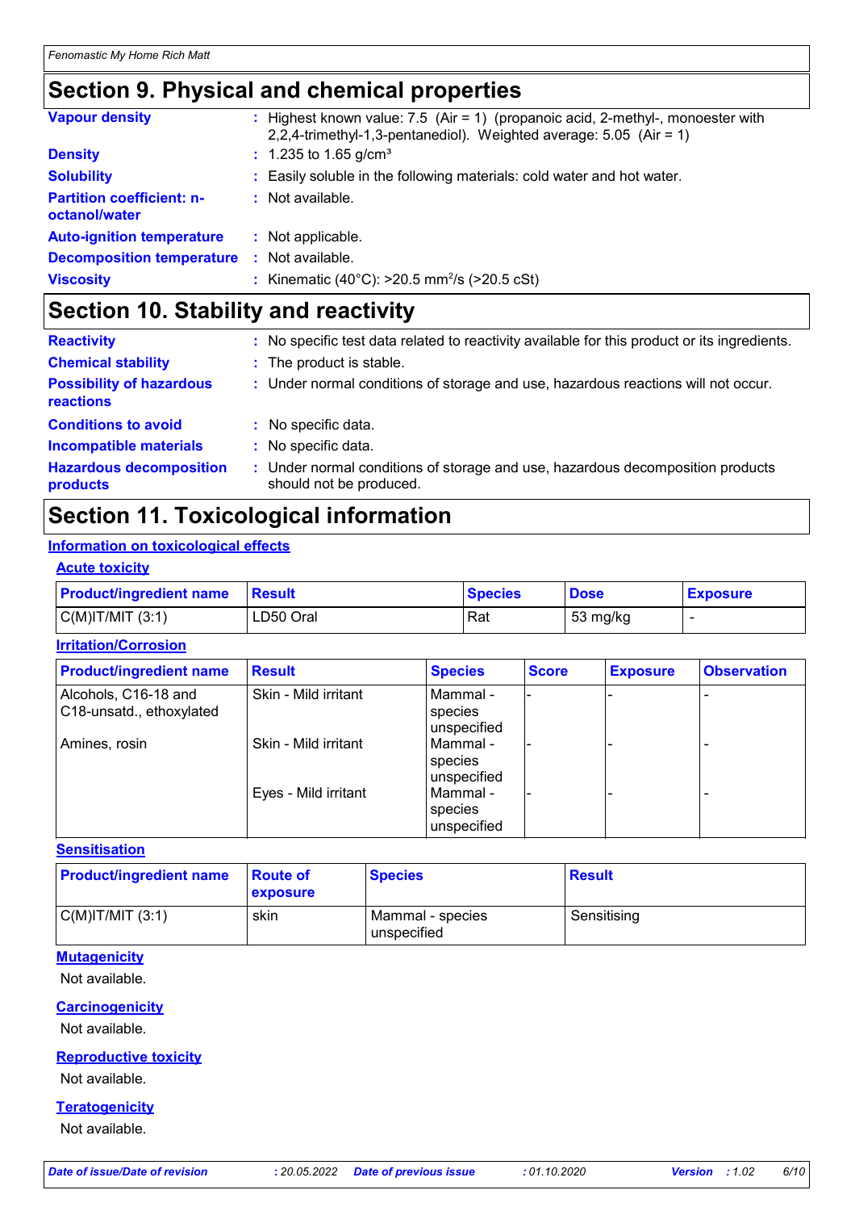## Section 9. Physical and chemical properties

| | |
|---|---|
| **Vapour density** | : Highest known value: 7.5 (Air = 1) (propanoic acid, 2-methyl-, monoester with 2,2,4-trimethyl-1,3-pentanediol). Weighted average: 5.05 (Air = 1) |
| **Density** | : 1.235 to 1.65 g/cm³ |
| **Solubility** | : Easily soluble in the following materials: cold water and hot water. |
| **Partition coefficient: n-octanol/water** | : Not available. |
| **Auto-ignition temperature** | : Not applicable. |
| **Decomposition temperature** | : Not available. |
| **Viscosity** | : Kinematic (40°C): >20.5 mm²/s (>20.5 cSt) |

## Section 10. Stability and reactivity

| | |
|---|---|
| **Reactivity** | : No specific test data related to reactivity available for this product or its ingredients. |
| **Chemical stability** | : The product is stable. |
| **Possibility of hazardous reactions** | : Under normal conditions of storage and use, hazardous reactions will not occur. |
| **Conditions to avoid** | : No specific data. |
| **Incompatible materials** | : No specific data. |
| **Hazardous decomposition products** | : Under normal conditions of storage and use, hazardous decomposition products should not be produced. |

## Section 11. Toxicological information

### Information on toxicological effects

#### Acute toxicity

| Product/ingredient name | Result | Species | Dose | Exposure |
|---|---|---|---|---|
| C(M)IT/MIT (3:1) | LD50 Oral | Rat | 53 mg/kg | - |

#### Irritation/Corrosion

| Product/ingredient name | Result | Species | Score | Exposure | Observation |
|---|---|---|---|---|---|
| Alcohols, C16-18 and C18-unsatd., ethoxylated | Skin - Mild irritant | Mammal - species unspecified | - | - | - |
| Amines, rosin | Skin - Mild irritant | Mammal - species unspecified | - | - | - |
| | Eyes - Mild irritant | Mammal - species unspecified | - | - | - |

#### Sensitisation

| Product/ingredient name | Route of exposure | Species | Result |
|---|---|---|---|
| C(M)IT/MIT (3:1) | skin | Mammal - species unspecified | Sensitising |

#### Mutagenicity

Not available.

#### Carcinogenicity

Not available.

#### Reproductive toxicity

Not available.

#### Teratogenicity

Not available.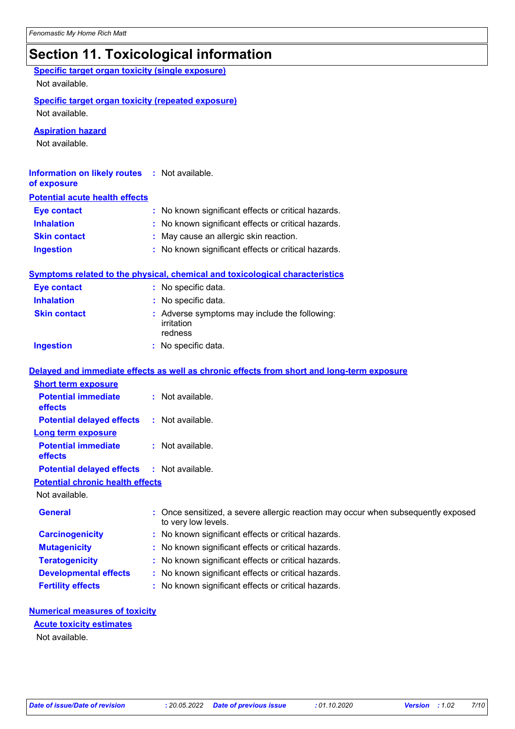# Section 11. Toxicological information

**Specific target organ toxicity (single exposure)**

Not available.

**Specific target organ toxicity (repeated exposure)**

Not available.

**Aspiration hazard**

Not available.

**Information on likely routes of exposure** : Not available.

**Potential acute health effects**

| | |
|---|---|
| **Eye contact** | : No known significant effects or critical hazards. |
| **Inhalation** | : No known significant effects or critical hazards. |
| **Skin contact** | : May cause an allergic skin reaction. |
| **Ingestion** | : No known significant effects or critical hazards. |

**Symptoms related to the physical, chemical and toxicological characteristics**

| | |
|---|---|
| **Eye contact** | : No specific data. |
| **Inhalation** | : No specific data. |
| **Skin contact** | : Adverse symptoms may include the following: irritation redness |
| **Ingestion** | : No specific data. |

**Delayed and immediate effects as well as chronic effects from short and long-term exposure**

**Short term exposure**

| | |
|---|---|
| **Potential immediate effects** | : Not available. |
| **Potential delayed effects** | : Not available. |

**Long term exposure**

| | |
|---|---|
| **Potential immediate effects** | : Not available. |
| **Potential delayed effects** | : Not available. |

**Potential chronic health effects**

Not available.

| | |
|---|---|
| **General** | : Once sensitized, a severe allergic reaction may occur when subsequently exposed to very low levels. |
| **Carcinogenicity** | : No known significant effects or critical hazards. |
| **Mutagenicity** | : No known significant effects or critical hazards. |
| **Teratogenicity** | : No known significant effects or critical hazards. |
| **Developmental effects** | : No known significant effects or critical hazards. |
| **Fertility effects** | : No known significant effects or critical hazards. |

**Numerical measures of toxicity**

**Acute toxicity estimates**

Not available.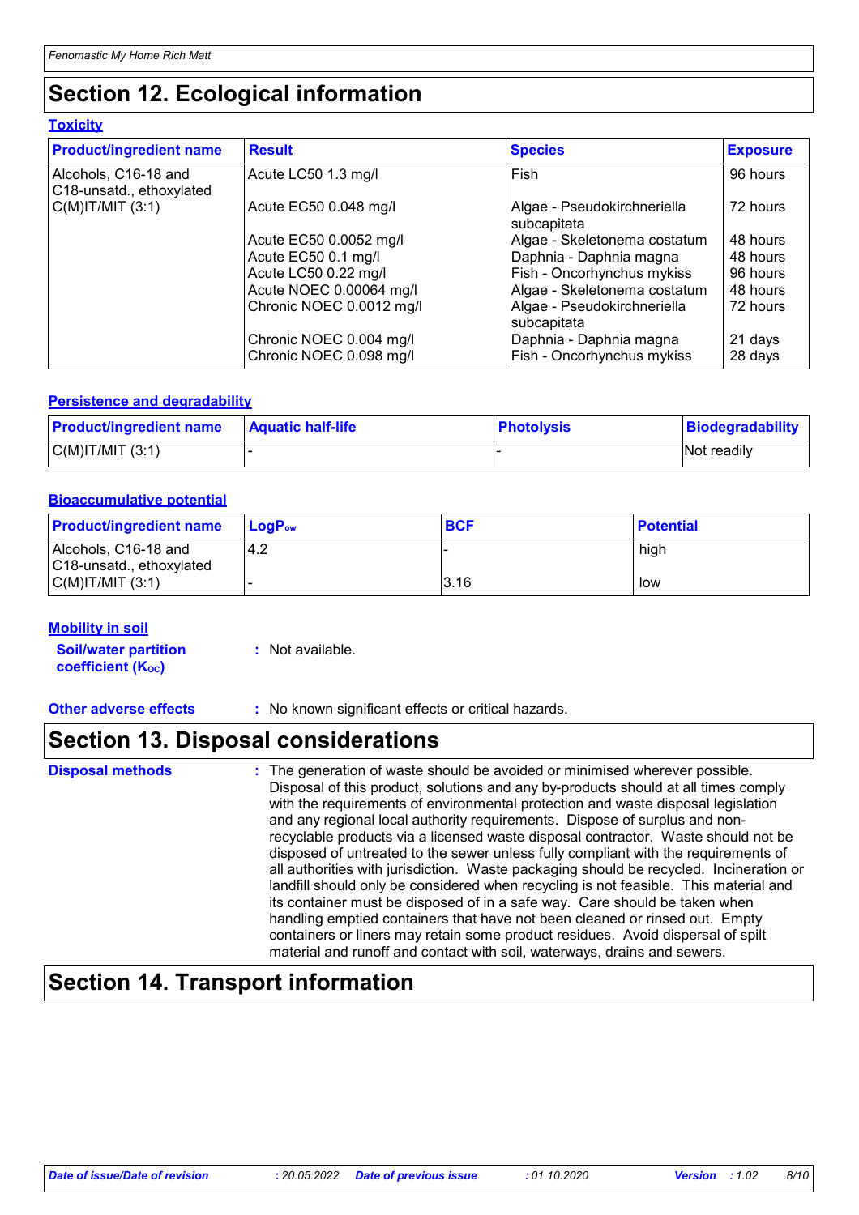## Section 12. Ecological information

### Toxicity

| Product/ingredient name | Result | Species | Exposure |
|---|---|---|---|
| Alcohols, C16-18 and C18-unsatd., ethoxylated | Acute LC50 1.3 mg/l | Fish | 96 hours |
| C(M)IT/MIT (3:1) | Acute EC50 0.048 mg/l | Algae - Pseudokirchneriella subcapitata | 72 hours |
| | Acute EC50 0.0052 mg/l | Algae - Skeletonema costatum | 48 hours |
| | Acute EC50 0.1 mg/l | Daphnia - Daphnia magna | 48 hours |
| | Acute LC50 0.22 mg/l | Fish - Oncorhynchus mykiss | 96 hours |
| | Acute NOEC 0.00064 mg/l | Algae - Skeletonema costatum | 48 hours |
| | Chronic NOEC 0.0012 mg/l | Algae - Pseudokirchneriella subcapitata | 72 hours |
| | Chronic NOEC 0.004 mg/l | Daphnia - Daphnia magna | 21 days |
| | Chronic NOEC 0.098 mg/l | Fish - Oncorhynchus mykiss | 28 days |

### Persistence and degradability

| Product/ingredient name | Aquatic half-life | Photolysis | Biodegradability |
|---|---|---|---|
| C(M)IT/MIT (3:1) | - | - | Not readily |

### Bioaccumulative potential

| Product/ingredient name | $LogP_{ow}$ | BCF | Potential |
|---|---|---|---|
| Alcohols, C16-18 and C18-unsatd., ethoxylated | 4.2 | - | high |
| C(M)IT/MIT (3:1) | - | 3.16 | low |

### Mobility in soil

**Soil/water partition coefficient ($K_{OC}$)** : Not available.

**Other adverse effects** : No known significant effects or critical hazards.

## Section 13. Disposal considerations

**Disposal methods** : The generation of waste should be avoided or minimised wherever possible. Disposal of this product, solutions and any by-products should at all times comply with the requirements of environmental protection and waste disposal legislation and any regional local authority requirements. Dispose of surplus and non-recyclable products via a licensed waste disposal contractor. Waste should not be disposed of untreated to the sewer unless fully compliant with the requirements of all authorities with jurisdiction. Waste packaging should be recycled. Incineration or landfill should only be considered when recycling is not feasible. This material and its container must be disposed of in a safe way. Care should be taken when handling emptied containers that have not been cleaned or rinsed out. Empty containers or liners may retain some product residues. Avoid dispersal of spilt material and runoff and contact with soil, waterways, drains and sewers.

## Section 14. Transport information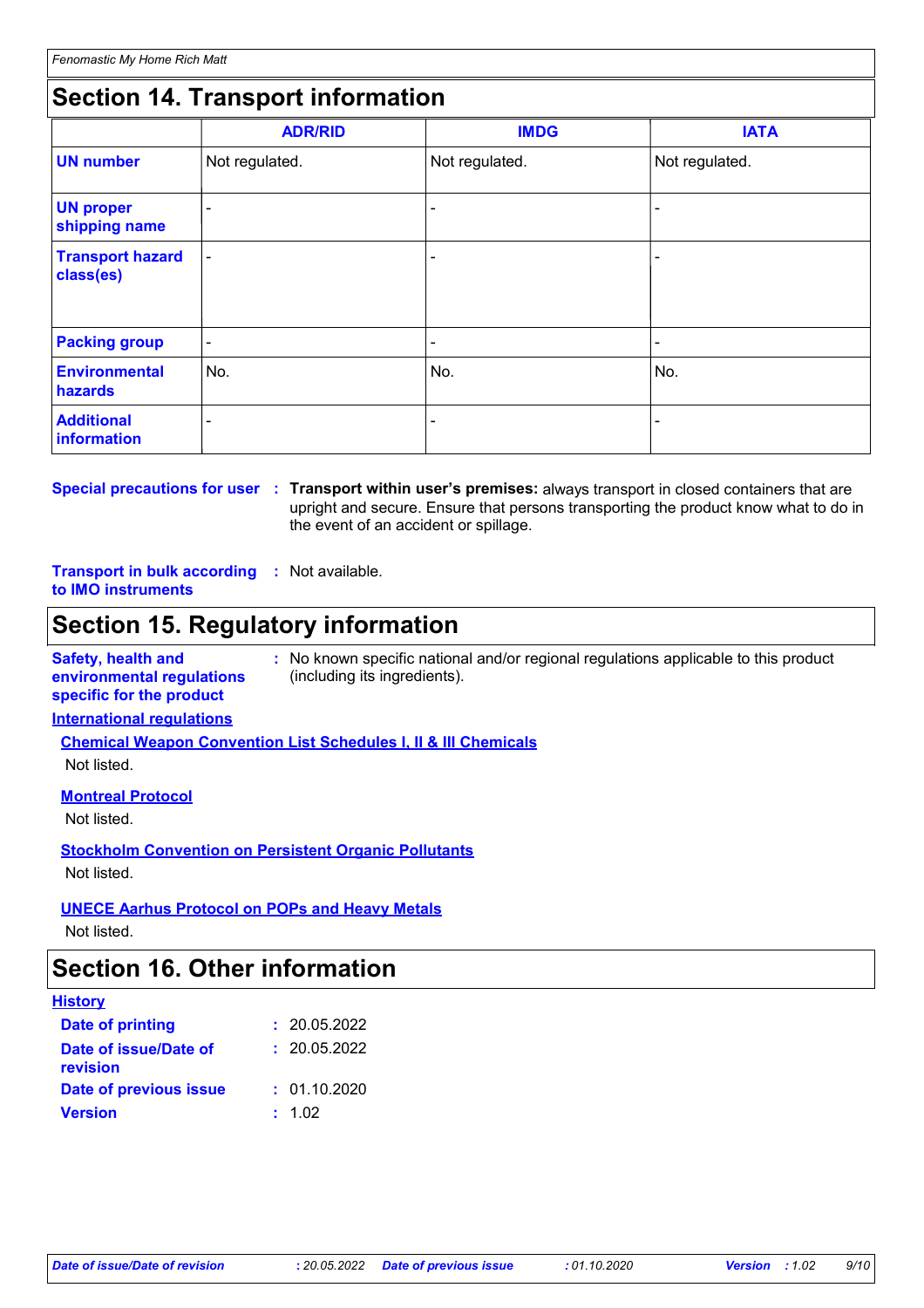## Section 14. Transport information

| | ADR/RID | IMDG | IATA |
|---|---|---|---|
| **UN number** | Not regulated. | Not regulated. | Not regulated. |
| **UN proper shipping name** | - | - | - |
| **Transport hazard class(es)** | - | - | - |
| **Packing group** | - | - | - |
| **Environmental hazards** | No. | No. | No. |
| **Additional information** | - | - | - |

**Special precautions for user** : **Transport within user's premises:** always transport in closed containers that are upright and secure. Ensure that persons transporting the product know what to do in the event of an accident or spillage.

**Transport in bulk according to IMO instruments** : Not available.

## Section 15. Regulatory information

**Safety, health and environmental regulations specific for the product** : No known specific national and/or regional regulations applicable to this product (including its ingredients).

**International regulations**

**Chemical Weapon Convention List Schedules I, II & III Chemicals**

Not listed.

**Montreal Protocol**

Not listed.

**Stockholm Convention on Persistent Organic Pollutants**

Not listed.

**UNECE Aarhus Protocol on POPs and Heavy Metals**

Not listed.

## Section 16. Other information

**History**

**Date of printing** : 20.05.2022

**Date of issue/Date of revision** : 20.05.2022

**Date of previous issue** : 01.10.2020

**Version** : 1.02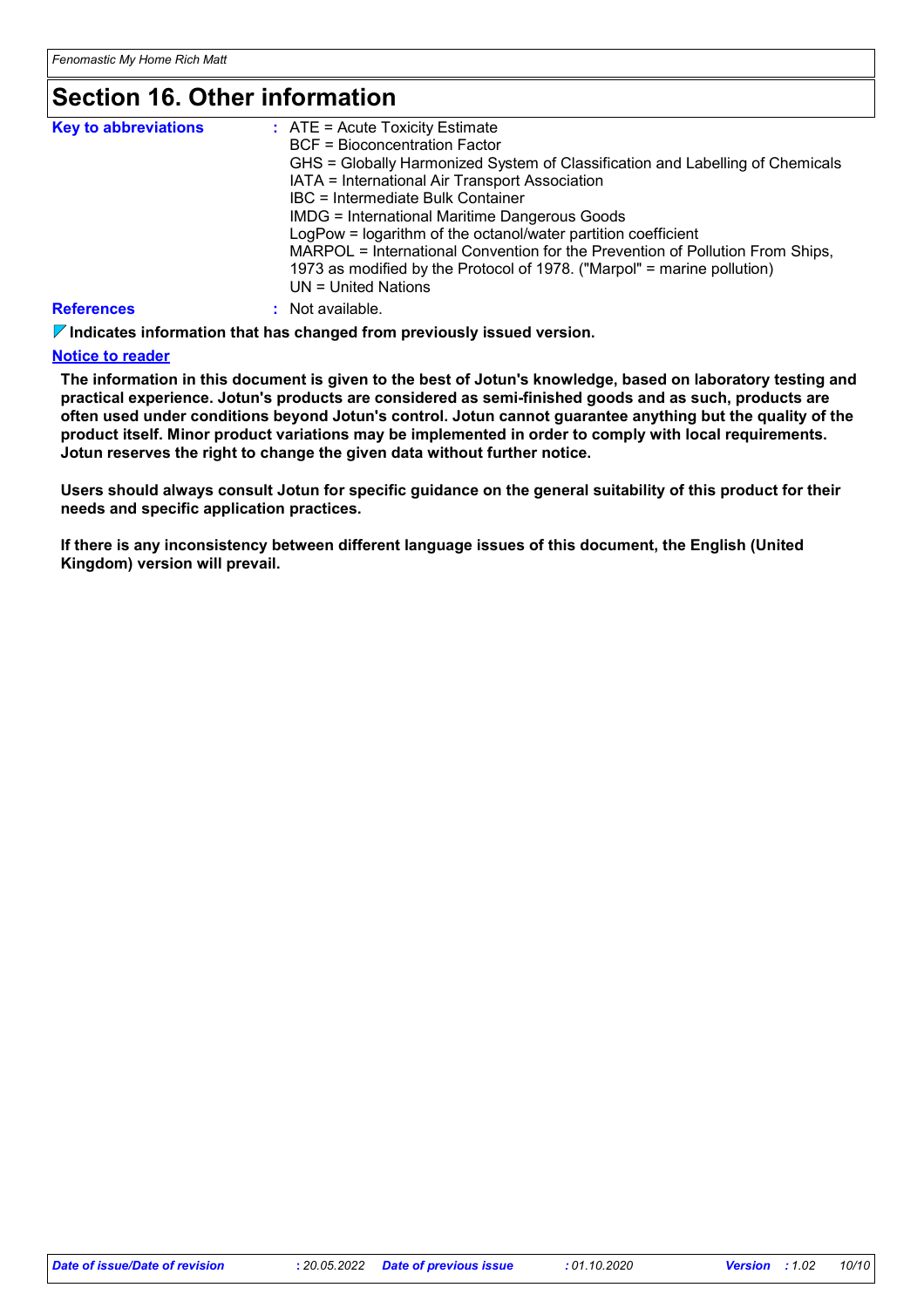## Section 16. Other information

**Key to abbreviations** : ATE = Acute Toxicity Estimate
BCF = Bioconcentration Factor
GHS = Globally Harmonized System of Classification and Labelling of Chemicals
IATA = International Air Transport Association
IBC = Intermediate Bulk Container
IMDG = International Maritime Dangerous Goods
LogPow = logarithm of the octanol/water partition coefficient
MARPOL = International Convention for the Prevention of Pollution From Ships, 1973 as modified by the Protocol of 1978. ("Marpol" = marine pollution)
UN = United Nations

**References** : Not available.

**Indicates information that has changed from previously issued version.**

**Notice to reader**

**The information in this document is given to the best of Jotun's knowledge, based on laboratory testing and practical experience. Jotun's products are considered as semi-finished goods and as such, products are often used under conditions beyond Jotun's control. Jotun cannot guarantee anything but the quality of the product itself. Minor product variations may be implemented in order to comply with local requirements. Jotun reserves the right to change the given data without further notice.**

**Users should always consult Jotun for specific guidance on the general suitability of this product for their needs and specific application practices.**

**If there is any inconsistency between different language issues of this document, the English (United Kingdom) version will prevail.**